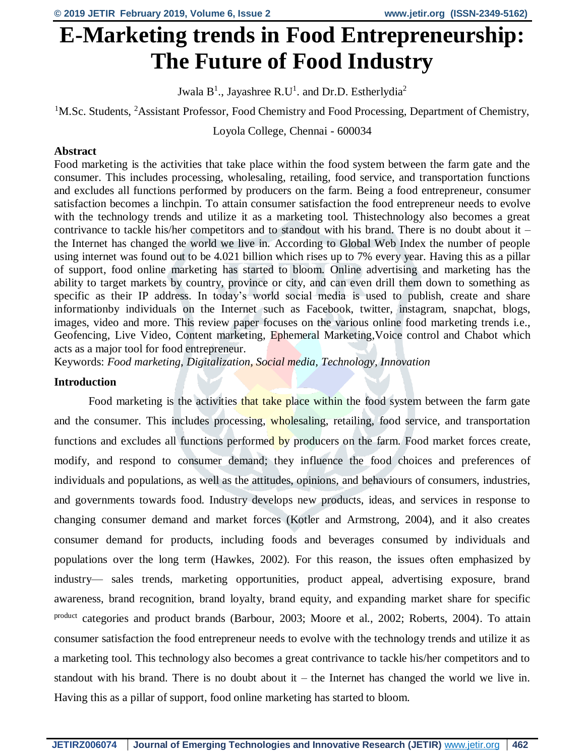# E-Marketing trends in Food Entrepreneurship: The Future of Food Industry

Jwala B[1]., Jayashree R.U[1]. and Dr.D. Estherlydia[2]

[1]M.Sc. Students, [2]Assistant Professor, Food Chemistry and Food Processing, Department of Chemistry, Loyola College, Chennai - 600034

**Abstract**

Food marketing is the activities that take place within the food system between the farm gate and the consumer. This includes processing, wholesaling, retailing, food service, and transportation functions and excludes all functions performed by producers on the farm. Being a food entrepreneur, consumer satisfaction becomes a linchpin. To attain consumer satisfaction the food entrepreneur needs to evolve with the technology trends and utilize it as a marketing tool. Thistechnology also becomes a great contrivance to tackle his/her competitors and to standout with his brand. There is no doubt about it – the Internet has changed the world we live in. According to Global Web Index the number of people using internet was found out to be 4.021 billion which rises up to 7% every year. Having this as a pillar of support, food online marketing has started to bloom. Online advertising and marketing has the ability to target markets by country, province or city, and can even drill them down to something as specific as their IP address. In today's world social media is used to publish, create and share informationby individuals on the Internet such as Facebook, twitter, instagram, snapchat, blogs, images, video and more. This review paper focuses on the various online food marketing trends i.e., Geofencing, Live Video, Content marketing, Ephemeral Marketing,Voice control and Chabot which acts as a major tool for food entrepreneur.

Keywords: *Food marketing, Digitalization, Social media, Technology, Innovation*

**Introduction**

Food marketing is the activities that take place within the food system between the farm gate and the consumer. This includes processing, wholesaling, retailing, food service, and transportation functions and excludes all functions performed by producers on the farm. Food market forces create, modify, and respond to consumer demand; they influence the food choices and preferences of individuals and populations, as well as the attitudes, opinions, and behaviours of consumers, industries, and governments towards food. Industry develops new products, ideas, and services in response to changing consumer demand and market forces (Kotler and Armstrong, 2004), and it also creates consumer demand for products, including foods and beverages consumed by individuals and populations over the long term (Hawkes, 2002). For this reason, the issues often emphasized by industry— sales trends, marketing opportunities, product appeal, advertising exposure, brand awareness, brand recognition, brand loyalty, brand equity, and expanding market share for specific product categories and product brands (Barbour, 2003; Moore et al., 2002; Roberts, 2004). To attain consumer satisfaction the food entrepreneur needs to evolve with the technology trends and utilize it as a marketing tool. This technology also becomes a great contrivance to tackle his/her competitors and to standout with his brand. There is no doubt about it – the Internet has changed the world we live in. Having this as a pillar of support, food online marketing has started to bloom.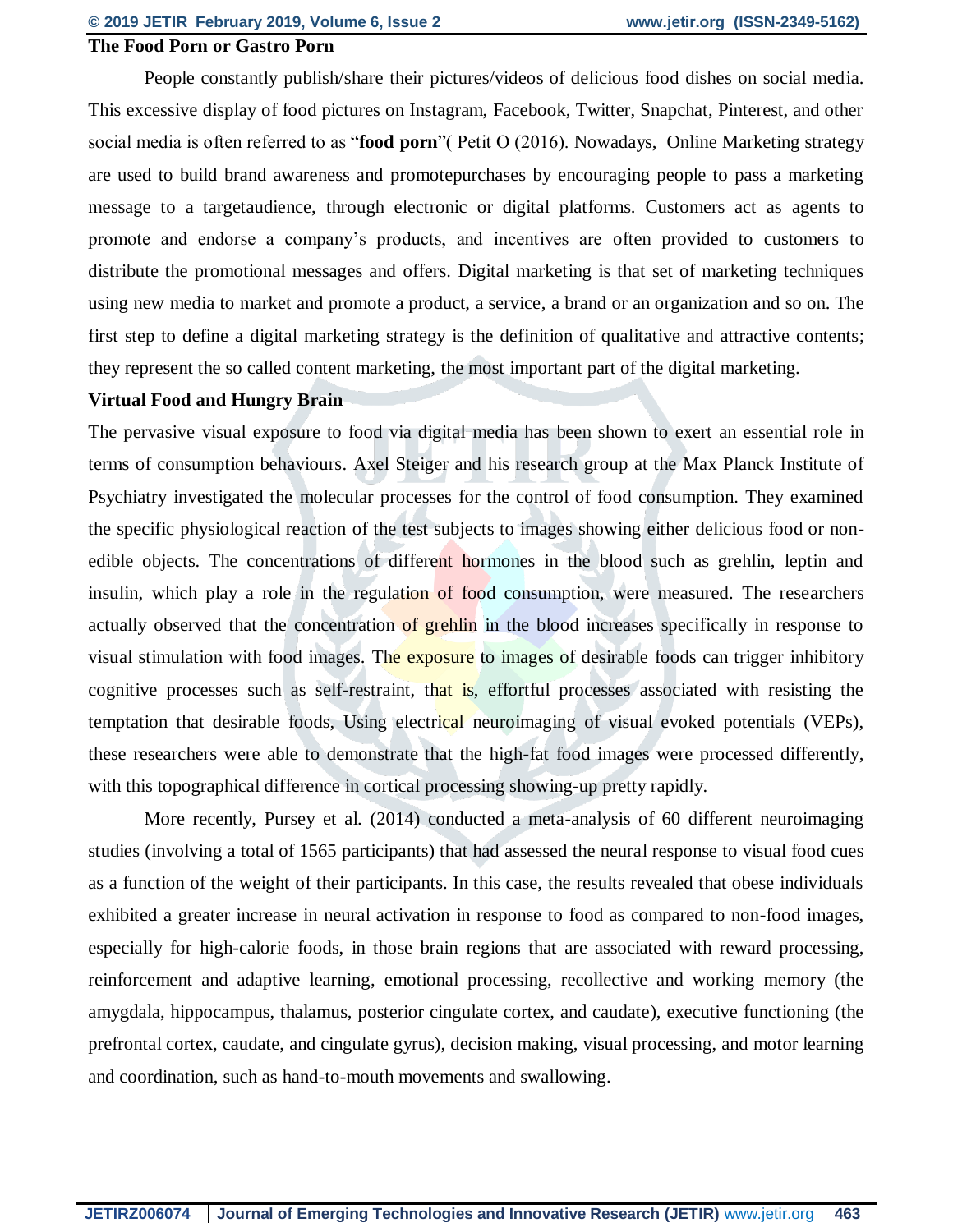## The Food Porn or Gastro Porn

People constantly publish/share their pictures/videos of delicious food dishes on social media. This excessive display of food pictures on Instagram, Facebook, Twitter, Snapchat, Pinterest, and other social media is often referred to as "**food porn**"( Petit O (2016). Nowadays, Online Marketing strategy are used to build brand awareness and promotepurchases by encouraging people to pass a marketing message to a targetaudience, through electronic or digital platforms. Customers act as agents to promote and endorse a company's products, and incentives are often provided to customers to distribute the promotional messages and offers. Digital marketing is that set of marketing techniques using new media to market and promote a product, a service, a brand or an organization and so on. The first step to define a digital marketing strategy is the definition of qualitative and attractive contents; they represent the so called content marketing, the most important part of the digital marketing.

## Virtual Food and Hungry Brain

The pervasive visual exposure to food via digital media has been shown to exert an essential role in terms of consumption behaviours. Axel Steiger and his research group at the Max Planck Institute of Psychiatry investigated the molecular processes for the control of food consumption. They examined the specific physiological reaction of the test subjects to images showing either delicious food or non-edible objects. The concentrations of different hormones in the blood such as grehlin, leptin and insulin, which play a role in the regulation of food consumption, were measured. The researchers actually observed that the concentration of grehlin in the blood increases specifically in response to visual stimulation with food images. The exposure to images of desirable foods can trigger inhibitory cognitive processes such as self-restraint, that is, effortful processes associated with resisting the temptation that desirable foods, Using electrical neuroimaging of visual evoked potentials (VEPs), these researchers were able to demonstrate that the high-fat food images were processed differently, with this topographical difference in cortical processing showing-up pretty rapidly.

More recently, Pursey et al. (2014) conducted a meta-analysis of 60 different neuroimaging studies (involving a total of 1565 participants) that had assessed the neural response to visual food cues as a function of the weight of their participants. In this case, the results revealed that obese individuals exhibited a greater increase in neural activation in response to food as compared to non-food images, especially for high-calorie foods, in those brain regions that are associated with reward processing, reinforcement and adaptive learning, emotional processing, recollective and working memory (the amygdala, hippocampus, thalamus, posterior cingulate cortex, and caudate), executive functioning (the prefrontal cortex, caudate, and cingulate gyrus), decision making, visual processing, and motor learning and coordination, such as hand-to-mouth movements and swallowing.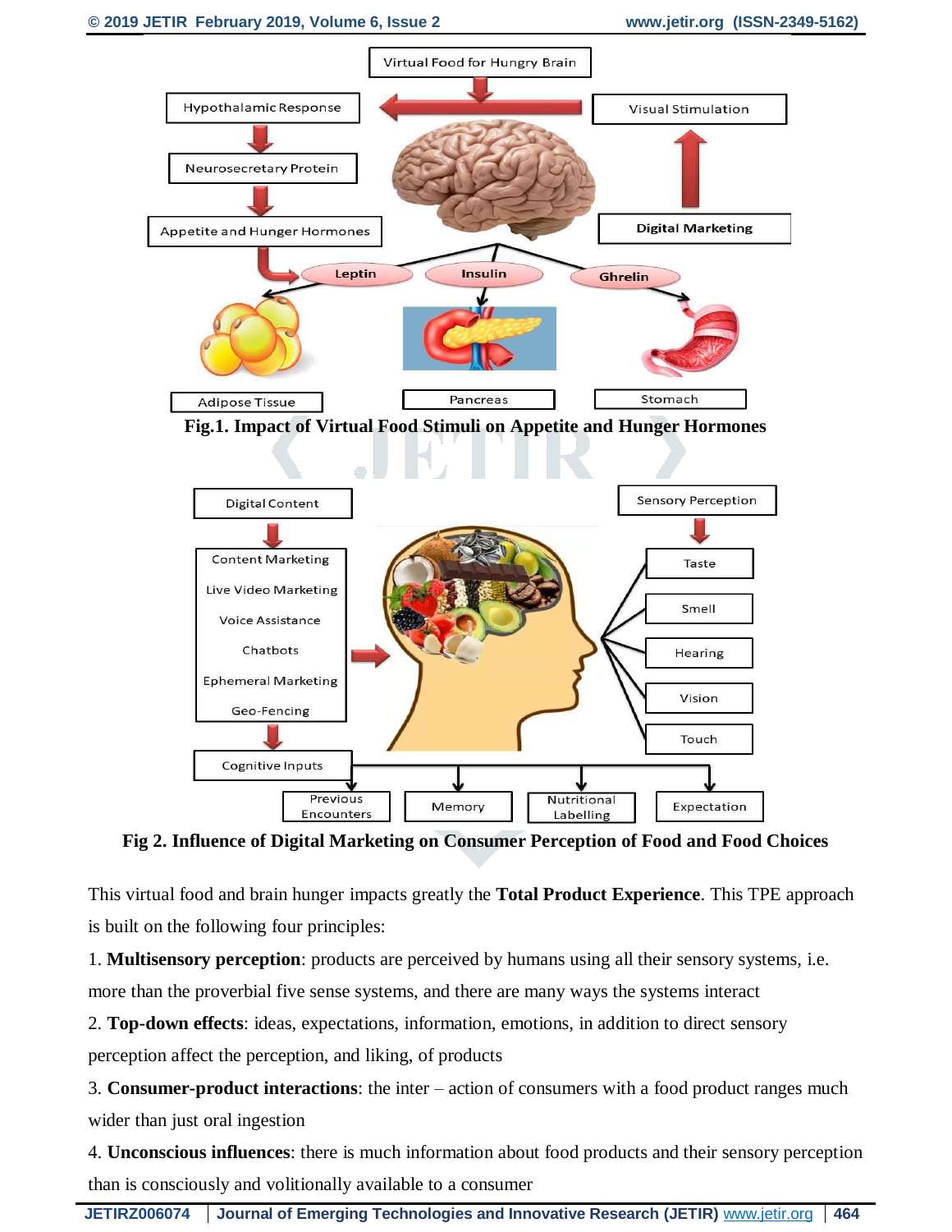Fig.1. Impact of Virtual Food Stimuli on Appetite and Hunger Hormones

Fig 2. Influence of Digital Marketing on Consumer Perception of Food and Food Choices

This virtual food and brain hunger impacts greatly the **Total Product Experience**. This TPE approach is built on the following four principles:

1. **Multisensory perception**: products are perceived by humans using all their sensory systems, i.e. more than the proverbial five sense systems, and there are many ways the systems interact
2. **Top-down effects**: ideas, expectations, information, emotions, in addition to direct sensory perception affect the perception, and liking, of products
3. **Consumer-product interactions**: the inter – action of consumers with a food product ranges much wider than just oral ingestion
4. **Unconscious influences**: there is much information about food products and their sensory perception than is consciously and volitionally available to a consumer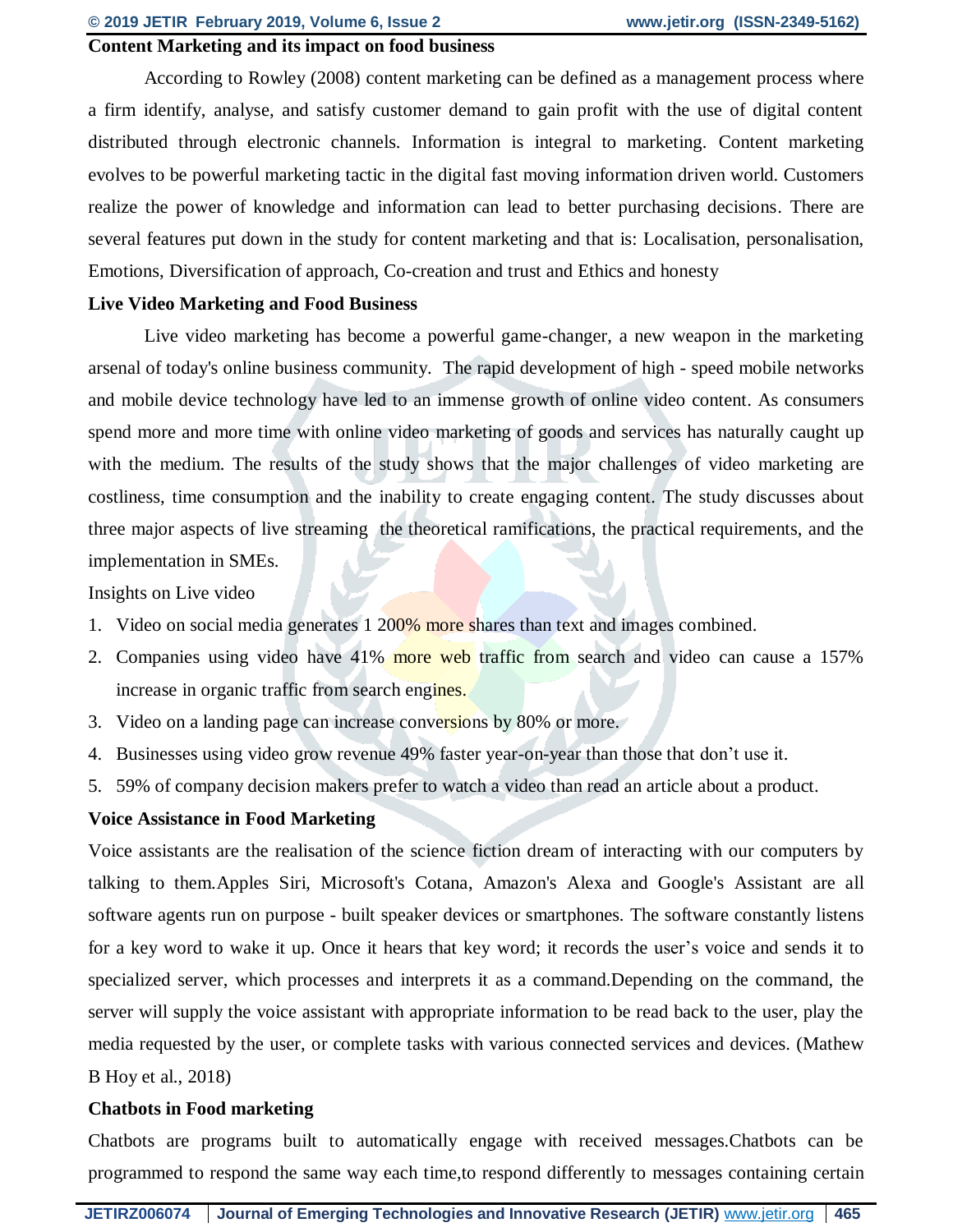**Content Marketing and its impact on food business**

According to Rowley (2008) content marketing can be defined as a management process where a firm identify, analyse, and satisfy customer demand to gain profit with the use of digital content distributed through electronic channels. Information is integral to marketing. Content marketing evolves to be powerful marketing tactic in the digital fast moving information driven world. Customers realize the power of knowledge and information can lead to better purchasing decisions. There are several features put down in the study for content marketing and that is: Localisation, personalisation, Emotions, Diversification of approach, Co-creation and trust and Ethics and honesty

**Live Video Marketing and Food Business**

Live video marketing has become a powerful game-changer, a new weapon in the marketing arsenal of today's online business community. The rapid development of high - speed mobile networks and mobile device technology have led to an immense growth of online video content. As consumers spend more and more time with online video marketing of goods and services has naturally caught up with the medium. The results of the study shows that the major challenges of video marketing are costliness, time consumption and the inability to create engaging content. The study discusses about three major aspects of live streaming the theoretical ramifications, the practical requirements, and the implementation in SMEs.

Insights on Live video

1. Video on social media generates 1 200% more shares than text and images combined.
2. Companies using video have 41% more web traffic from search and video can cause a 157% increase in organic traffic from search engines.
3. Video on a landing page can increase conversions by 80% or more.
4. Businesses using video grow revenue 49% faster year-on-year than those that don't use it.
5. 59% of company decision makers prefer to watch a video than read an article about a product.

**Voice Assistance in Food Marketing**

Voice assistants are the realisation of the science fiction dream of interacting with our computers by talking to them.Apples Siri, Microsoft's Cotana, Amazon's Alexa and Google's Assistant are all software agents run on purpose - built speaker devices or smartphones. The software constantly listens for a key word to wake it up. Once it hears that key word; it records the user's voice and sends it to specialized server, which processes and interprets it as a command.Depending on the command, the server will supply the voice assistant with appropriate information to be read back to the user, play the media requested by the user, or complete tasks with various connected services and devices. (Mathew B Hoy et al., 2018)

**Chatbots in Food marketing**

Chatbots are programs built to automatically engage with received messages.Chatbots can be programmed to respond the same way each time,to respond differently to messages containing certain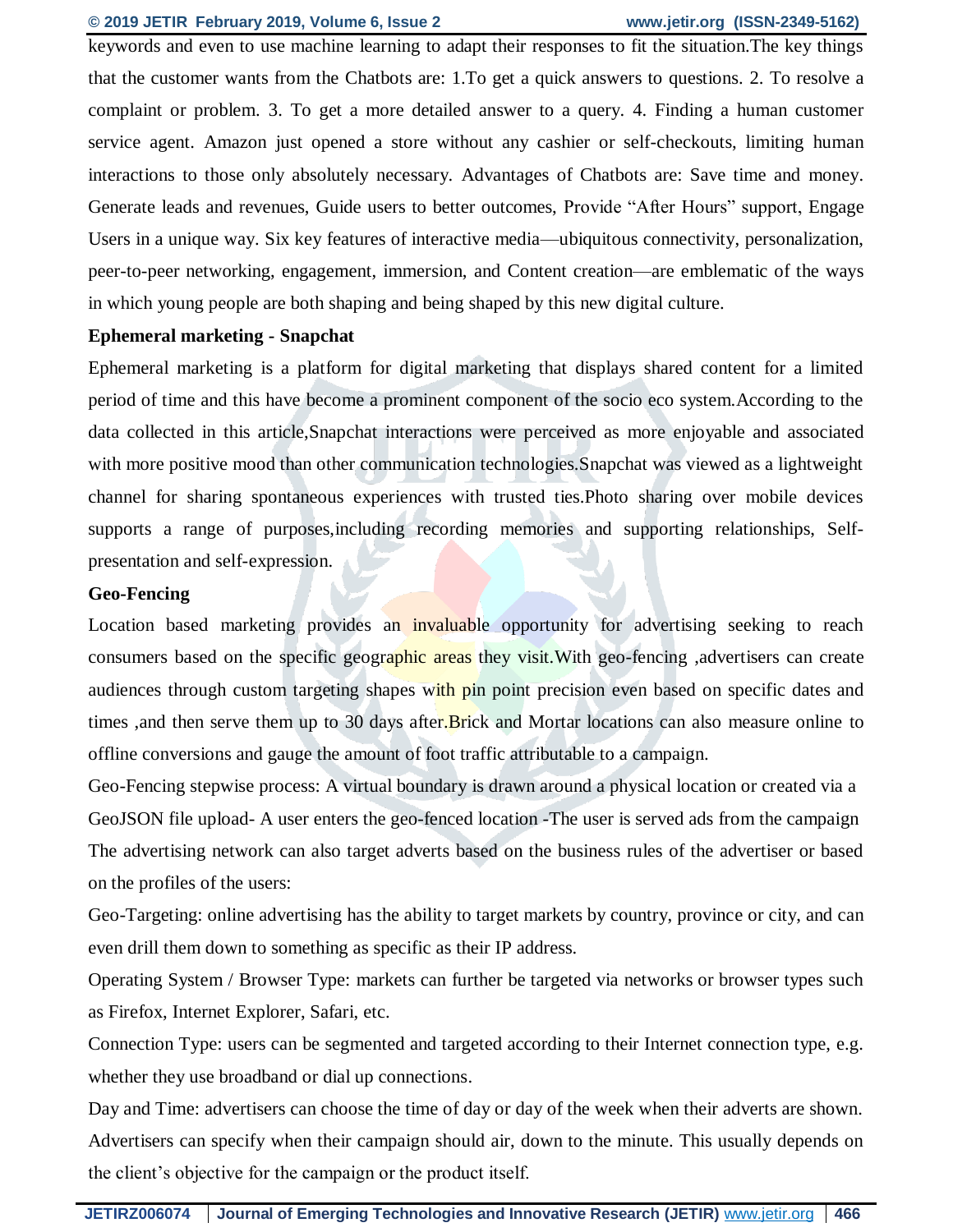keywords and even to use machine learning to adapt their responses to fit the situation.The key things that the customer wants from the Chatbots are: 1.To get a quick answers to questions. 2. To resolve a complaint or problem. 3. To get a more detailed answer to a query. 4. Finding a human customer service agent. Amazon just opened a store without any cashier or self-checkouts, limiting human interactions to those only absolutely necessary. Advantages of Chatbots are: Save time and money. Generate leads and revenues, Guide users to better outcomes, Provide "After Hours" support, Engage Users in a unique way. Six key features of interactive media—ubiquitous connectivity, personalization, peer-to-peer networking, engagement, immersion, and Content creation—are emblematic of the ways in which young people are both shaping and being shaped by this new digital culture.

**Ephemeral marketing - Snapchat**

Ephemeral marketing is a platform for digital marketing that displays shared content for a limited period of time and this have become a prominent component of the socio eco system.According to the data collected in this article,Snapchat interactions were perceived as more enjoyable and associated with more positive mood than other communication technologies.Snapchat was viewed as a lightweight channel for sharing spontaneous experiences with trusted ties.Photo sharing over mobile devices supports a range of purposes,including recording memories and supporting relationships, Self-presentation and self-expression.

**Geo-Fencing**

Location based marketing provides an invaluable opportunity for advertising seeking to reach consumers based on the specific geographic areas they visit.With geo-fencing ,advertisers can create audiences through custom targeting shapes with pin point precision even based on specific dates and times ,and then serve them up to 30 days after.Brick and Mortar locations can also measure online to offline conversions and gauge the amount of foot traffic attributable to a campaign.

Geo-Fencing stepwise process: A virtual boundary is drawn around a physical location or created via a GeoJSON file upload- A user enters the geo-fenced location -The user is served ads from the campaign The advertising network can also target adverts based on the business rules of the advertiser or based on the profiles of the users:

Geo-Targeting: online advertising has the ability to target markets by country, province or city, and can even drill them down to something as specific as their IP address.

Operating System / Browser Type: markets can further be targeted via networks or browser types such as Firefox, Internet Explorer, Safari, etc.

Connection Type: users can be segmented and targeted according to their Internet connection type, e.g. whether they use broadband or dial up connections.

Day and Time: advertisers can choose the time of day or day of the week when their adverts are shown. Advertisers can specify when their campaign should air, down to the minute. This usually depends on the client's objective for the campaign or the product itself.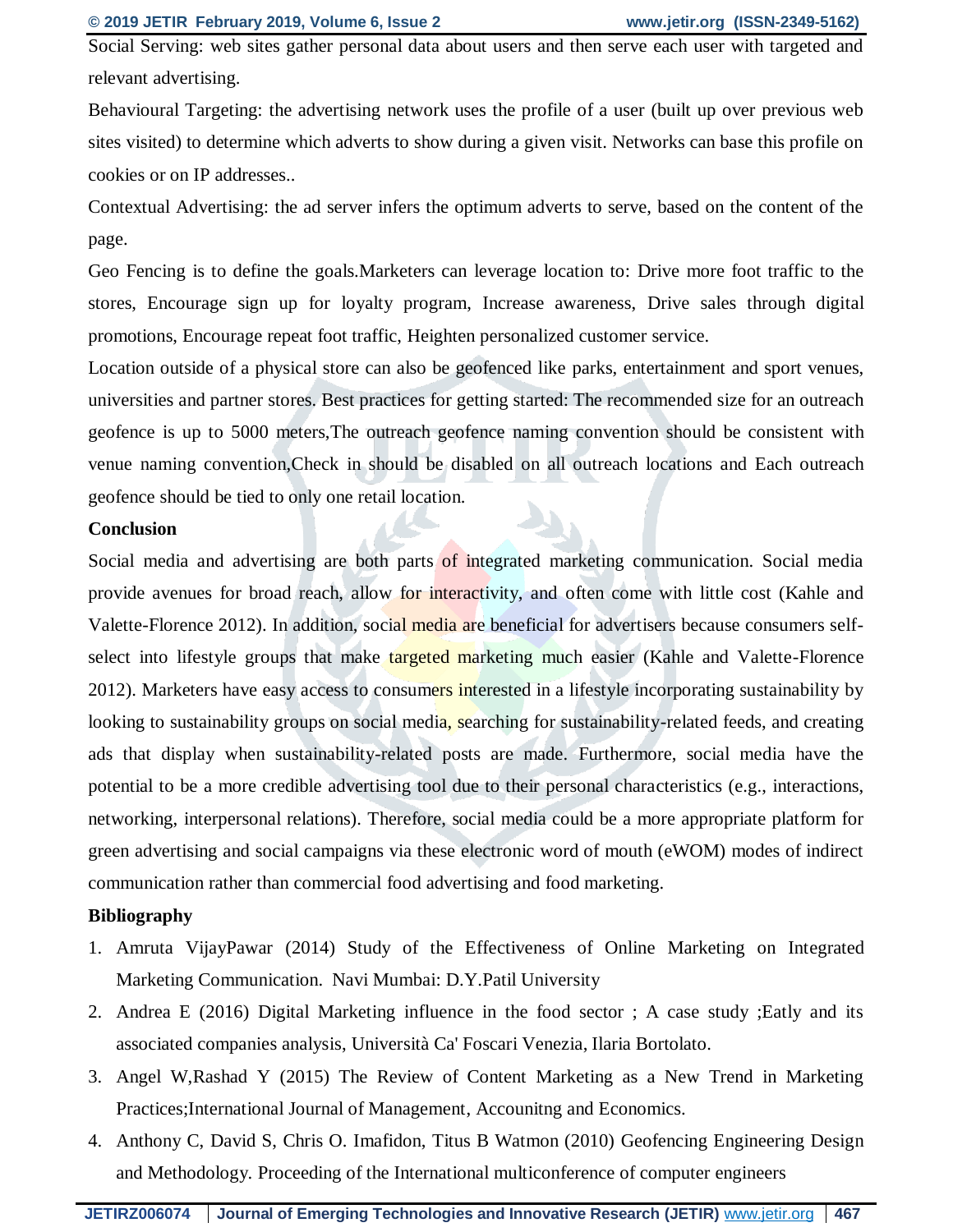Social Serving: web sites gather personal data about users and then serve each user with targeted and relevant advertising.

Behavioural Targeting: the advertising network uses the profile of a user (built up over previous web sites visited) to determine which adverts to show during a given visit. Networks can base this profile on cookies or on IP addresses..

Contextual Advertising: the ad server infers the optimum adverts to serve, based on the content of the page.

Geo Fencing is to define the goals.Marketers can leverage location to: Drive more foot traffic to the stores, Encourage sign up for loyalty program, Increase awareness, Drive sales through digital promotions, Encourage repeat foot traffic, Heighten personalized customer service.

Location outside of a physical store can also be geofenced like parks, entertainment and sport venues, universities and partner stores. Best practices for getting started: The recommended size for an outreach geofence is up to 5000 meters,The outreach geofence naming convention should be consistent with venue naming convention,Check in should be disabled on all outreach locations and Each outreach geofence should be tied to only one retail location.

**Conclusion**

Social media and advertising are both parts of integrated marketing communication. Social media provide avenues for broad reach, allow for interactivity, and often come with little cost (Kahle and Valette-Florence 2012). In addition, social media are beneficial for advertisers because consumers self-select into lifestyle groups that make targeted marketing much easier (Kahle and Valette-Florence 2012). Marketers have easy access to consumers interested in a lifestyle incorporating sustainability by looking to sustainability groups on social media, searching for sustainability-related feeds, and creating ads that display when sustainability-related posts are made. Furthermore, social media have the potential to be a more credible advertising tool due to their personal characteristics (e.g., interactions, networking, interpersonal relations). Therefore, social media could be a more appropriate platform for green advertising and social campaigns via these electronic word of mouth (eWOM) modes of indirect communication rather than commercial food advertising and food marketing.

**Bibliography**

1. Amruta VijayPawar (2014) Study of the Effectiveness of Online Marketing on Integrated Marketing Communication. Navi Mumbai: D.Y.Patil University
2. Andrea E (2016) Digital Marketing influence in the food sector ; A case study ;Eatly and its associated companies analysis, Università Ca' Foscari Venezia, Ilaria Bortolato.
3. Angel W,Rashad Y (2015) The Review of Content Marketing as a New Trend in Marketing Practices;International Journal of Management, Accounitng and Economics.
4. Anthony C, David S, Chris O. Imafidon, Titus B Watmon (2010) Geofencing Engineering Design and Methodology. Proceeding of the International multiconference of computer engineers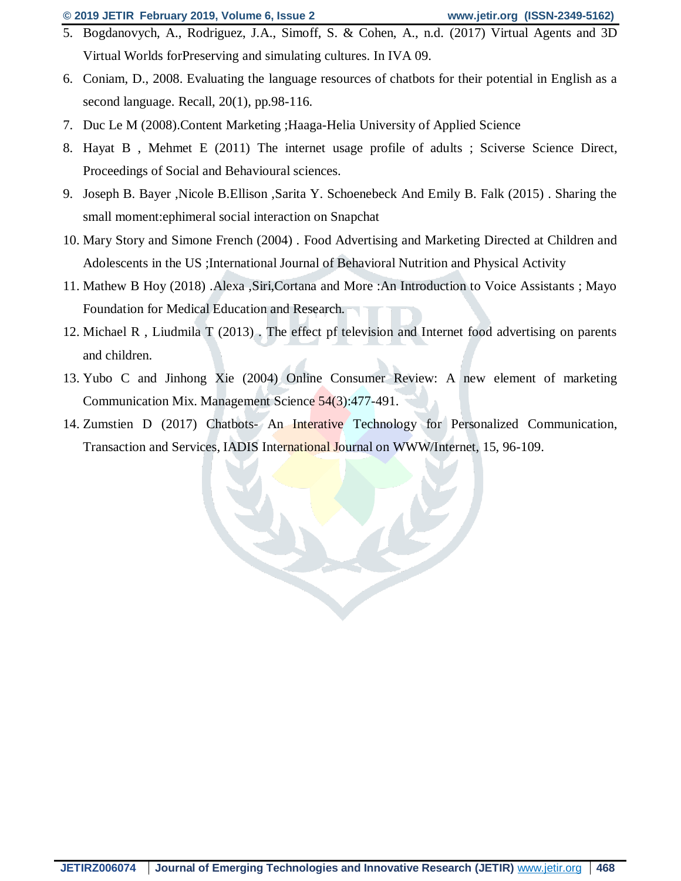5. Bogdanovych, A., Rodriguez, J.A., Simoff, S. & Cohen, A., n.d. (2017) Virtual Agents and 3D Virtual Worlds forPreserving and simulating cultures. In IVA 09.
6. Coniam, D., 2008. Evaluating the language resources of chatbots for their potential in English as a second language. Recall, 20(1), pp.98-116.
7. Duc Le M (2008).Content Marketing ;Haaga-Helia University of Applied Science
8. Hayat B , Mehmet E (2011) The internet usage profile of adults ; Sciverse Science Direct, Proceedings of Social and Behavioural sciences.
9. Joseph B. Bayer ,Nicole B.Ellison ,Sarita Y. Schoenebeck And Emily B. Falk (2015) . Sharing the small moment:ephimeral social interaction on Snapchat
10. Mary Story and Simone French (2004) . Food Advertising and Marketing Directed at Children and Adolescents in the US ;International Journal of Behavioral Nutrition and Physical Activity
11. Mathew B Hoy (2018) .Alexa ,Siri,Cortana and More :An Introduction to Voice Assistants ; Mayo Foundation for Medical Education and Research.
12. Michael R , Liudmila T (2013) . The effect pf television and Internet food advertising on parents and children.
13. Yubo C and Jinhong Xie (2004) Online Consumer Review: A new element of marketing Communication Mix. Management Science 54(3):477-491.
14. Zumstien D (2017) Chatbots- An Interative Technology for Personalized Communication, Transaction and Services, IADIS International Journal on WWW/Internet, 15, 96-109.